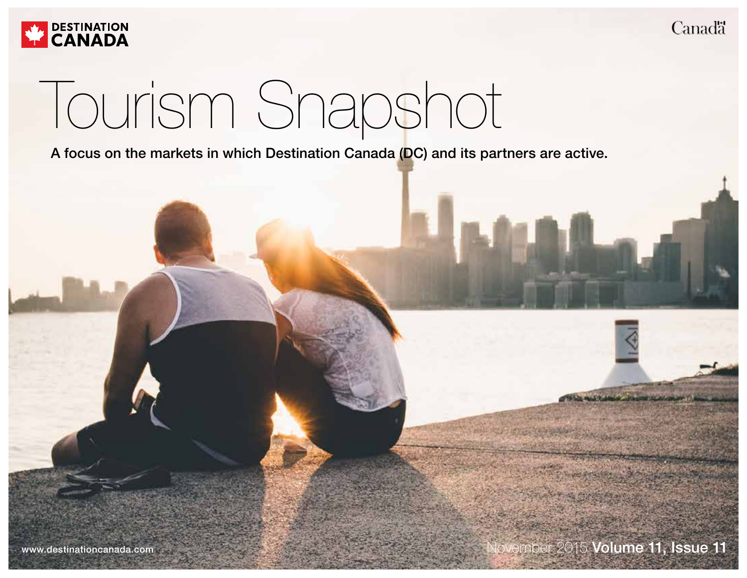DESTINATION CANADA

Canada

# Tourism Snapshot

**A focus on the markets in which Destination Canada (DC) and its partners are active.**

www.destinationcanada.com

November 2015 **Volume 11, Issue 11**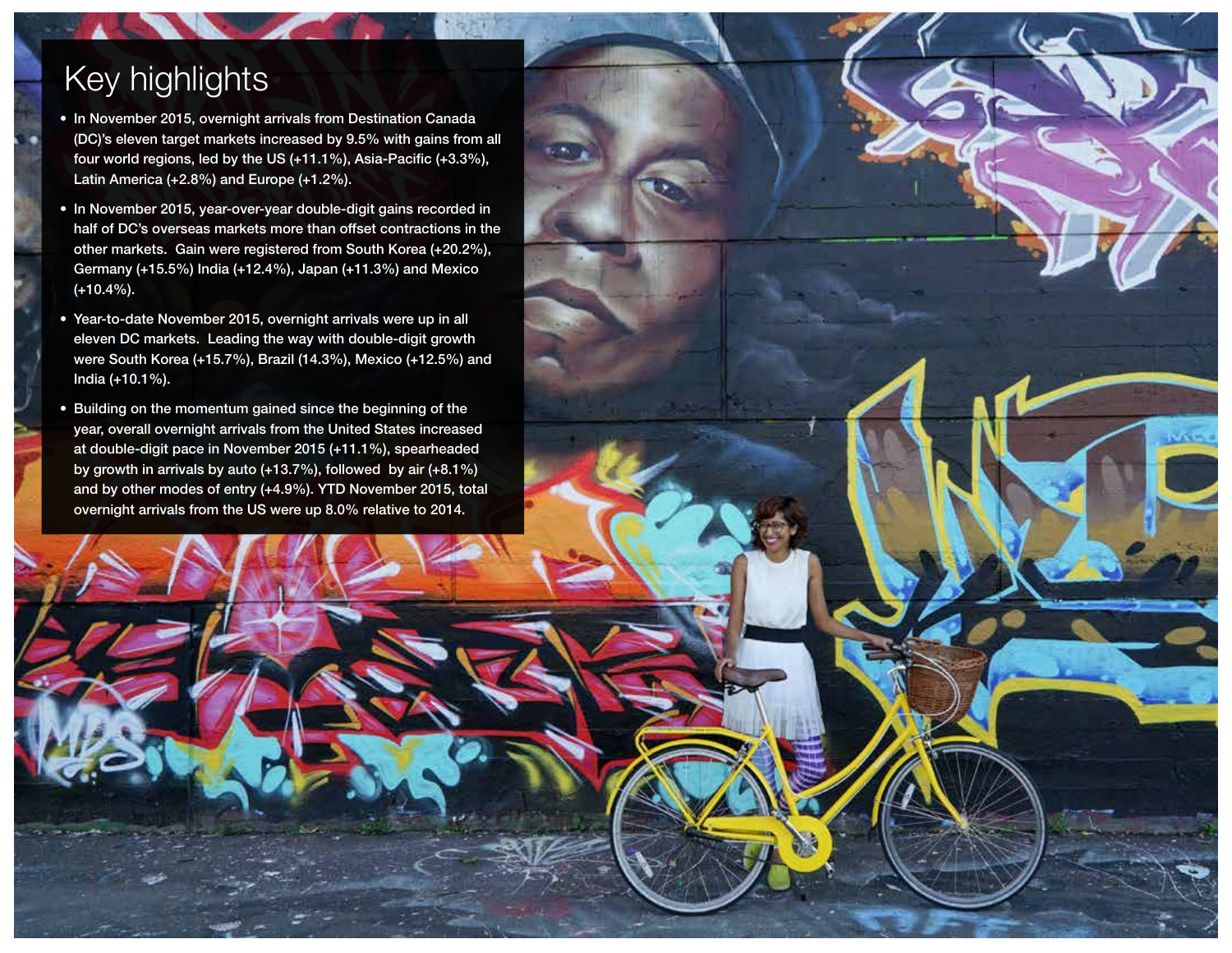# Key highlights

- In November 2015, overnight arrivals from Destination Canada (DC)'s eleven target markets increased by 9.5% with gains from all four world regions, led by the US (+11.1%), Asia-Pacific (+3.3%), Latin America (+2.8%) and Europe (+1.2%).
- In November 2015, year-over-year double-digit gains recorded in half of DC's overseas markets more than offset contractions in the other markets. Gain were registered from South Korea (+20.2%), Germany (+15.5%) India (+12.4%), Japan (+11.3%) and Mexico (+10.4%).
- Year-to-date November 2015, overnight arrivals were up in all eleven DC markets. Leading the way with double-digit growth were South Korea (+15.7%), Brazil (14.3%), Mexico (+12.5%) and India (+10.1%).
- Building on the momentum gained since the beginning of the year, overall overnight arrivals from the United States increased at double-digit pace in November 2015 (+11.1%), spearheaded by growth in arrivals by auto (+13.7%), followed by air (+8.1%) and by other modes of entry (+4.9%). YTD November 2015, total overnight arrivals from the US were up 8.0% relative to 2014.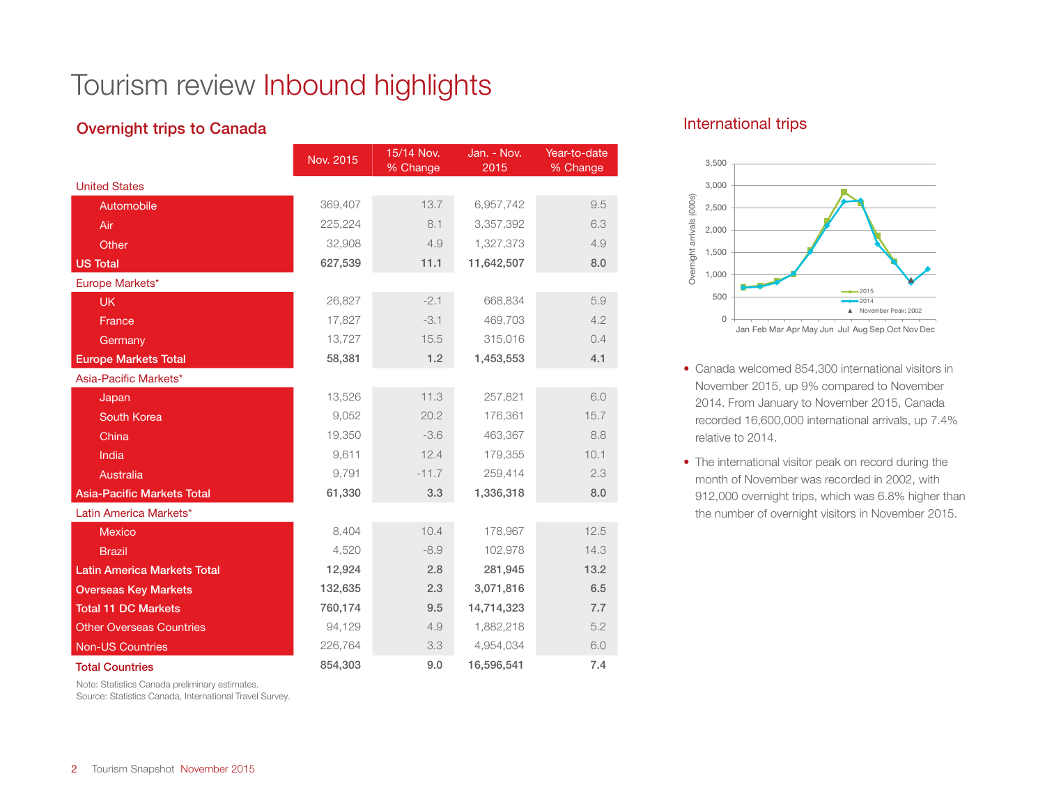# Tourism review Inbound highlights

## Overnight trips to Canada

| | Nov. 2015 | 15/14 Nov. % Change | Jan. - Nov. 2015 | Year-to-date % Change |
|---|---|---|---|---|
| **United States** | | | | |
| Automobile | 369,407 | 13.7 | 6,957,742 | 9.5 |
| Air | 225,224 | 8.1 | 3,357,392 | 6.3 |
| Other | 32,908 | 4.9 | 1,327,373 | 4.9 |
| **US Total** | **627,539** | **11.1** | **11,642,507** | **8.0** |
| **Europe Markets*** | | | | |
| UK | 26,827 | -2.1 | 668,834 | 5.9 |
| France | 17,827 | -3.1 | 469,703 | 4.2 |
| Germany | 13,727 | 15.5 | 315,016 | 0.4 |
| **Europe Markets Total** | **58,381** | **1.2** | **1,453,553** | **4.1** |
| **Asia-Pacific Markets*** | | | | |
| Japan | 13,526 | 11.3 | 257,821 | 6.0 |
| South Korea | 9,052 | 20.2 | 176,361 | 15.7 |
| China | 19,350 | -3.6 | 463,367 | 8.8 |
| India | 9,611 | 12.4 | 179,355 | 10.1 |
| Australia | 9,791 | -11.7 | 259,414 | 2.3 |
| **Asia-Pacific Markets Total** | **61,330** | **3.3** | **1,336,318** | **8.0** |
| **Latin America Markets*** | | | | |
| Mexico | 8,404 | 10.4 | 178,967 | 12.5 |
| Brazil | 4,520 | -8.9 | 102,978 | 14.3 |
| **Latin America Markets Total** | **12,924** | **2.8** | **281,945** | **13.2** |
| **Overseas Key Markets** | **132,635** | **2.3** | **3,071,816** | **6.5** |
| **Total 11 DC Markets** | **760,174** | **9.5** | **14,714,323** | **7.7** |
| Other Overseas Countries | 94,129 | 4.9 | 1,882,218 | 5.2 |
| Non-US Countries | 226,764 | 3.3 | 4,954,034 | 6.0 |
| **Total Countries** | **854,303** | **9.0** | **16,596,541** | **7.4** |

Note: Statistics Canada preliminary estimates.
Source: Statistics Canada, International Travel Survey.

## International trips

Overnight arrivals (000s)
3,500
3,000
2,500
2,000
1,500
1,000
500
0
Jan Feb Mar Apr May Jun Jul Aug Sep Oct Nov Dec
2015
2014
November Peak: 2002

- Canada welcomed 854,300 international visitors in November 2015, up 9% compared to November 2014. From January to November 2015, Canada recorded 16,600,000 international arrivals, up 7.4% relative to 2014.
- The international visitor peak on record during the month of November was recorded in 2002, with 912,000 overnight trips, which was 6.8% higher than the number of overnight visitors in November 2015.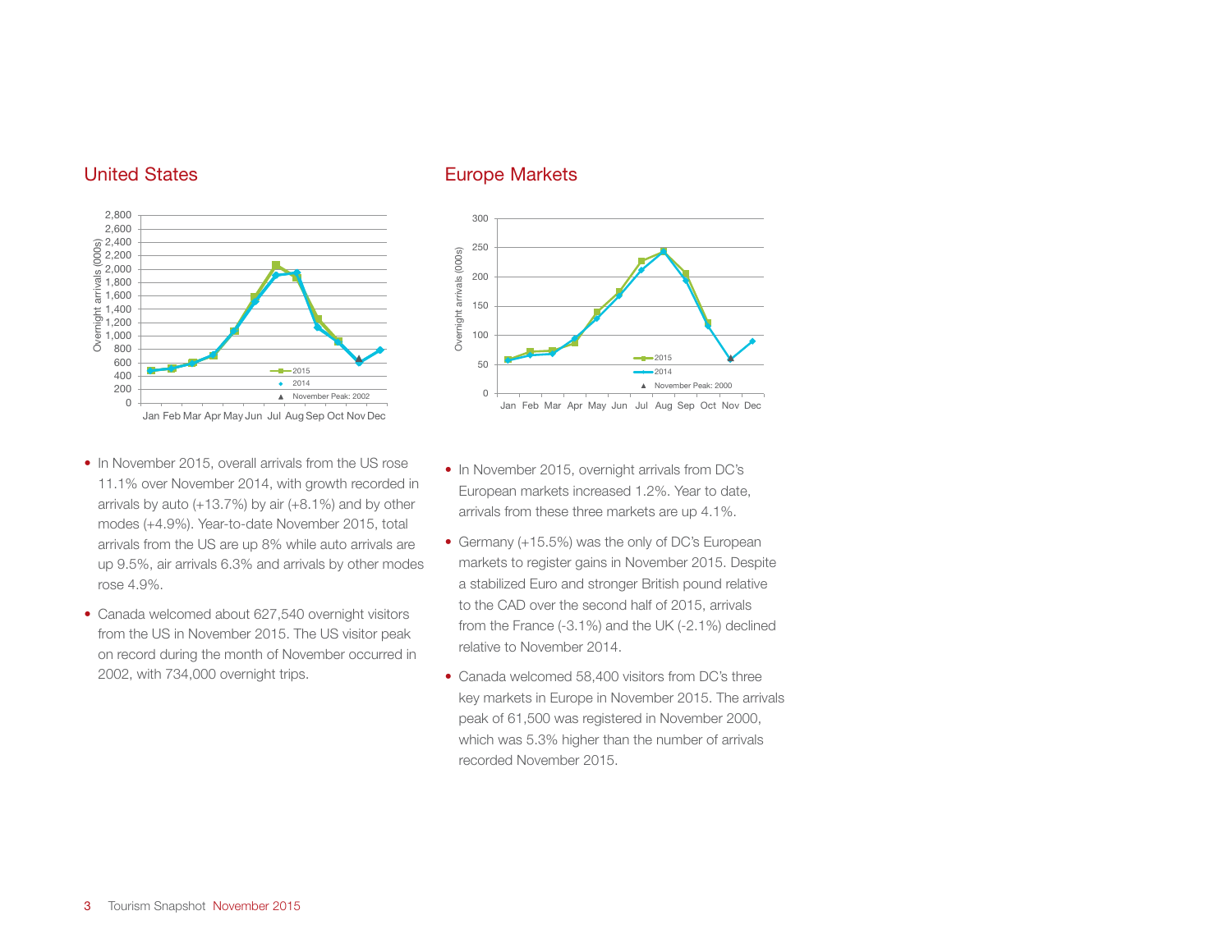## United States

Overnight arrivals (000s)

2,800
2,600
2,400
2,200
2,000
1,800
1,600
1,400
1,200
1,000
800
600
400
200
0

Jan Feb Mar Apr May Jun Jul Aug Sep Oct Nov Dec

2015
2014
November Peak: 2002

- In November 2015, overall arrivals from the US rose 11.1% over November 2014, with growth recorded in arrivals by auto (+13.7%) by air (+8.1%) and by other modes (+4.9%). Year-to-date November 2015, total arrivals from the US are up 8% while auto arrivals are up 9.5%, air arrivals 6.3% and arrivals by other modes rose 4.9%.
- Canada welcomed about 627,540 overnight visitors from the US in November 2015. The US visitor peak on record during the month of November occurred in 2002, with 734,000 overnight trips.

## Europe Markets

Overnight arrivals (000s)

300
250
200
150
100
50
0

Jan Feb Mar Apr May Jun Jul Aug Sep Oct Nov Dec

2015
2014
November Peak: 2000

- In November 2015, overnight arrivals from DC's European markets increased 1.2%. Year to date, arrivals from these three markets are up 4.1%.
- Germany (+15.5%) was the only of DC's European markets to register gains in November 2015. Despite a stabilized Euro and stronger British pound relative to the CAD over the second half of 2015, arrivals from the France (-3.1%) and the UK (-2.1%) declined relative to November 2014.
- Canada welcomed 58,400 visitors from DC's three key markets in Europe in November 2015. The arrivals peak of 61,500 was registered in November 2000, which was 5.3% higher than the number of arrivals recorded November 2015.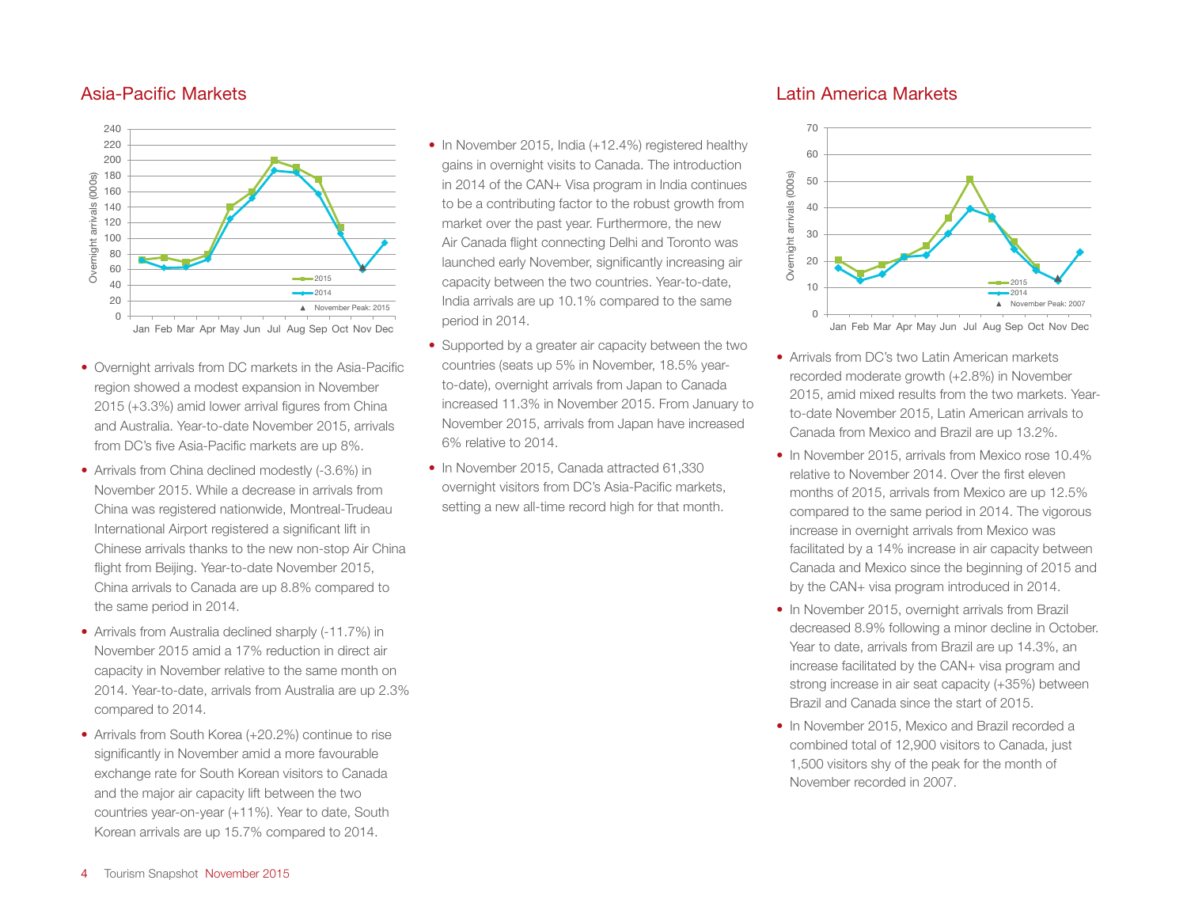## Asia-Pacific Markets

240
220
200
180
160
140
120
100
80
60
40
20
0

Overnight arrivals (000s)

Jan Feb Mar Apr May Jun Jul Aug Sep Oct Nov Dec

2015
2014
▲ November Peak: 2015

- Overnight arrivals from DC markets in the Asia-Pacific region showed a modest expansion in November 2015 (+3.3%) amid lower arrival figures from China and Australia. Year-to-date November 2015, arrivals from DC's five Asia-Pacific markets are up 8%.
- Arrivals from China declined modestly (-3.6%) in November 2015. While a decrease in arrivals from China was registered nationwide, Montreal-Trudeau International Airport registered a significant lift in Chinese arrivals thanks to the new non-stop Air China flight from Beijing. Year-to-date November 2015, China arrivals to Canada are up 8.8% compared to the same period in 2014.
- Arrivals from Australia declined sharply (-11.7%) in November 2015 amid a 17% reduction in direct air capacity in November relative to the same month on 2014. Year-to-date, arrivals from Australia are up 2.3% compared to 2014.
- Arrivals from South Korea (+20.2%) continue to rise significantly in November amid a more favourable exchange rate for South Korean visitors to Canada and the major air capacity lift between the two countries year-on-year (+11%). Year to date, South Korean arrivals are up 15.7% compared to 2014.
- In November 2015, India (+12.4%) registered healthy gains in overnight visits to Canada. The introduction in 2014 of the CAN+ Visa program in India continues to be a contributing factor to the robust growth from market over the past year. Furthermore, the new Air Canada flight connecting Delhi and Toronto was launched early November, significantly increasing air capacity between the two countries. Year-to-date, India arrivals are up 10.1% compared to the same period in 2014.
- Supported by a greater air capacity between the two countries (seats up 5% in November, 18.5% year-to-date), overnight arrivals from Japan to Canada increased 11.3% in November 2015. From January to November 2015, arrivals from Japan have increased 6% relative to 2014.
- In November 2015, Canada attracted 61,330 overnight visitors from DC's Asia-Pacific markets, setting a new all-time record high for that month.

## Latin America Markets

70
60
50
40
30
20
10
0

Overnight arrivals (000s)

Jan Feb Mar Apr May Jun Jul Aug Sep Oct Nov Dec

2015
2014
▲ November Peak: 2007

- Arrivals from DC's two Latin American markets recorded moderate growth (+2.8%) in November 2015, amid mixed results from the two markets. Year-to-date November 2015, Latin American arrivals to Canada from Mexico and Brazil are up 13.2%.
- In November 2015, arrivals from Mexico rose 10.4% relative to November 2014. Over the first eleven months of 2015, arrivals from Mexico are up 12.5% compared to the same period in 2014. The vigorous increase in overnight arrivals from Mexico was facilitated by a 14% increase in air capacity between Canada and Mexico since the beginning of 2015 and by the CAN+ visa program introduced in 2014.
- In November 2015, overnight arrivals from Brazil decreased 8.9% following a minor decline in October. Year to date, arrivals from Brazil are up 14.3%, an increase facilitated by the CAN+ visa program and strong increase in air seat capacity (+35%) between Brazil and Canada since the start of 2015.
- In November 2015, Mexico and Brazil recorded a combined total of 12,900 visitors to Canada, just 1,500 visitors shy of the peak for the month of November recorded in 2007.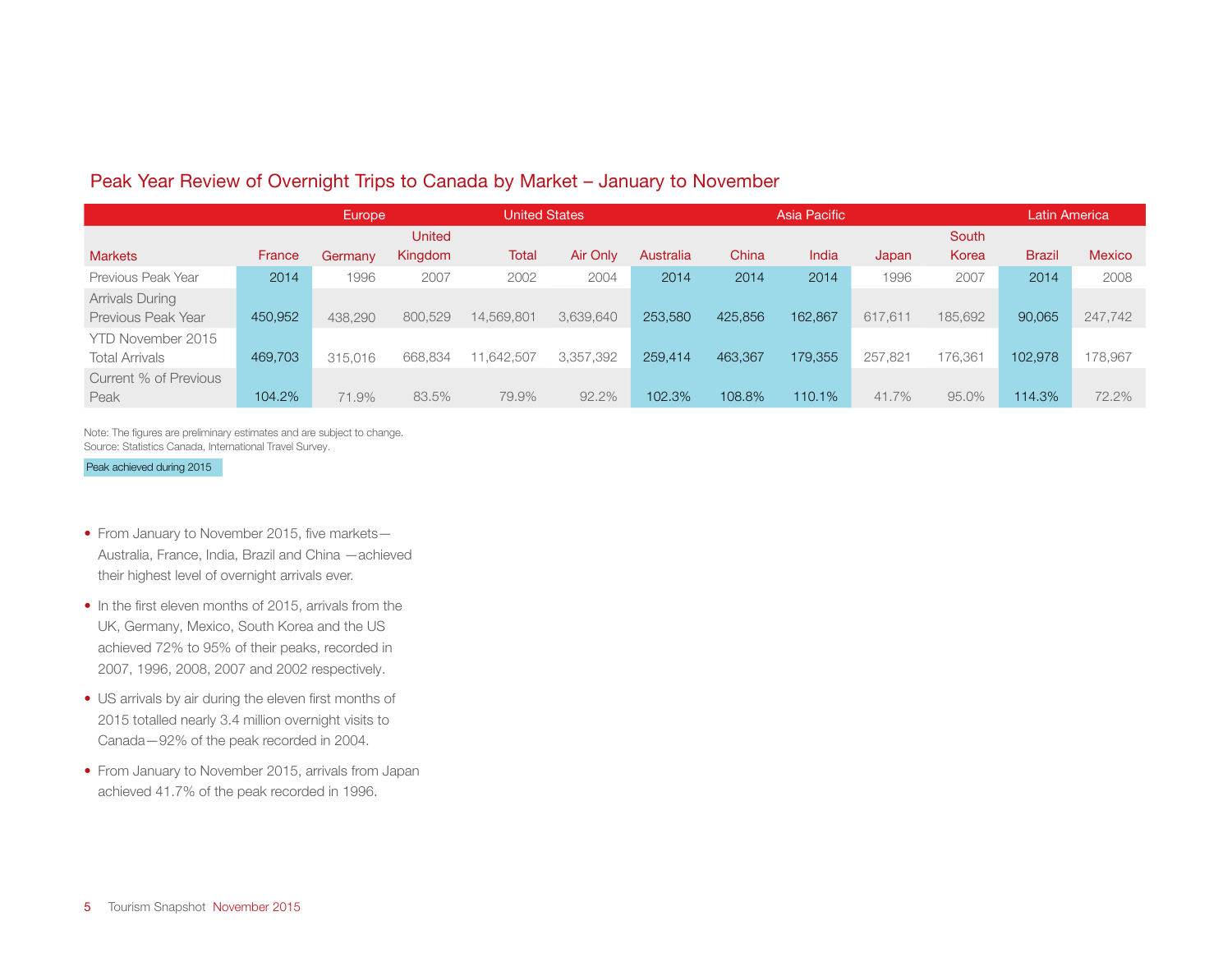## Peak Year Review of Overnight Trips to Canada by Market – January to November

| | Europe | | | United States | | Asia Pacific | | | | | Latin America | |
|---|---|---|---|---|---|---|---|---|---|---|---|---|
| Markets | France | Germany | United Kingdom | Total | Air Only | Australia | China | India | Japan | South Korea | Brazil | Mexico |
| Previous Peak Year | 2014 | 1996 | 2007 | 2002 | 2004 | 2014 | 2014 | 2014 | 1996 | 2007 | 2014 | 2008 |
| Arrivals During Previous Peak Year | 450,952 | 438,290 | 800,529 | 14,569,801 | 3,639,640 | 253,580 | 425,856 | 162,867 | 617,611 | 185,692 | 90,065 | 247,742 |
| YTD November 2015 Total Arrivals | 469,703 | 315,016 | 668,834 | 11,642,507 | 3,357,392 | 259,414 | 463,367 | 179,355 | 257,821 | 176,361 | 102,978 | 178,967 |
| Current % of Previous Peak | 104.2% | 71.9% | 83.5% | 79.9% | 92.2% | 102.3% | 108.8% | 110.1% | 41.7% | 95.0% | 114.3% | 72.2% |

Note: The figures are preliminary estimates and are subject to change.
Source: Statistics Canada, International Travel Survey.

Peak achieved during 2015

- From January to November 2015, five markets—Australia, France, India, Brazil and China —achieved their highest level of overnight arrivals ever.
- In the first eleven months of 2015, arrivals from the UK, Germany, Mexico, South Korea and the US achieved 72% to 95% of their peaks, recorded in 2007, 1996, 2008, 2007 and 2002 respectively.
- US arrivals by air during the eleven first months of 2015 totalled nearly 3.4 million overnight visits to Canada—92% of the peak recorded in 2004.
- From January to November 2015, arrivals from Japan achieved 41.7% of the peak recorded in 1996.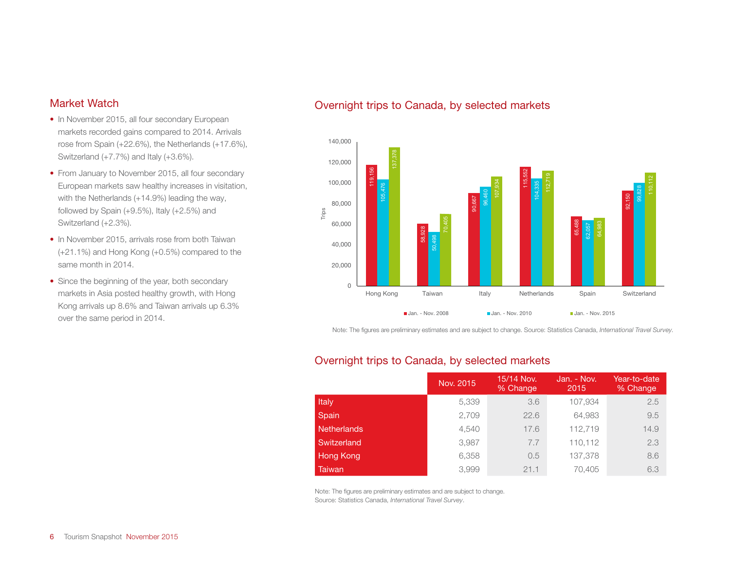## Market Watch

- In November 2015, all four secondary European markets recorded gains compared to 2014. Arrivals rose from Spain (+22.6%), the Netherlands (+17.6%), Switzerland (+7.7%) and Italy (+3.6%).
- From January to November 2015, all four secondary European markets saw healthy increases in visitation, with the Netherlands (+14.9%) leading the way, followed by Spain (+9.5%), Italy (+2.5%) and Switzerland (+2.3%).
- In November 2015, arrivals rose from both Taiwan (+21.1%) and Hong Kong (+0.5%) compared to the same month in 2014.
- Since the beginning of the year, both secondary markets in Asia posted healthy growth, with Hong Kong arrivals up 8.6% and Taiwan arrivals up 6.3% over the same period in 2014.

## Overnight trips to Canada, by selected markets

Trips

140,000
120,000
100,000
80,000
60,000
40,000
20,000
0

Hong Kong: 119,156 · 105,476 · 137,378
Taiwan: 58,928 · 50,498 · 70,405
Italy: 90,667 · 96,460 · 107,934
Netherlands: 115,552 · 104,335 · 112,719
Spain: 65,488 · 62,057 · 64,983
Switzerland: 92,150 · 99,828 · 110,112

Jan. - Nov. 2008 · Jan. - Nov. 2010 · Jan. - Nov. 2015

Note: The figures are preliminary estimates and are subject to change. Source: Statistics Canada, *International Travel Survey*.

## Overnight trips to Canada, by selected markets

| | Nov. 2015 | 15/14 Nov. % Change | Jan. - Nov. 2015 | Year-to-date % Change |
|---|---|---|---|---|
| Italy | 5,339 | 3.6 | 107,934 | 2.5 |
| Spain | 2,709 | 22.6 | 64,983 | 9.5 |
| Netherlands | 4,540 | 17.6 | 112,719 | 14.9 |
| Switzerland | 3,987 | 7.7 | 110,112 | 2.3 |
| Hong Kong | 6,358 | 0.5 | 137,378 | 8.6 |
| Taiwan | 3,999 | 21.1 | 70,405 | 6.3 |

Note: The figures are preliminary estimates and are subject to change.
Source: Statistics Canada, *International Travel Survey*.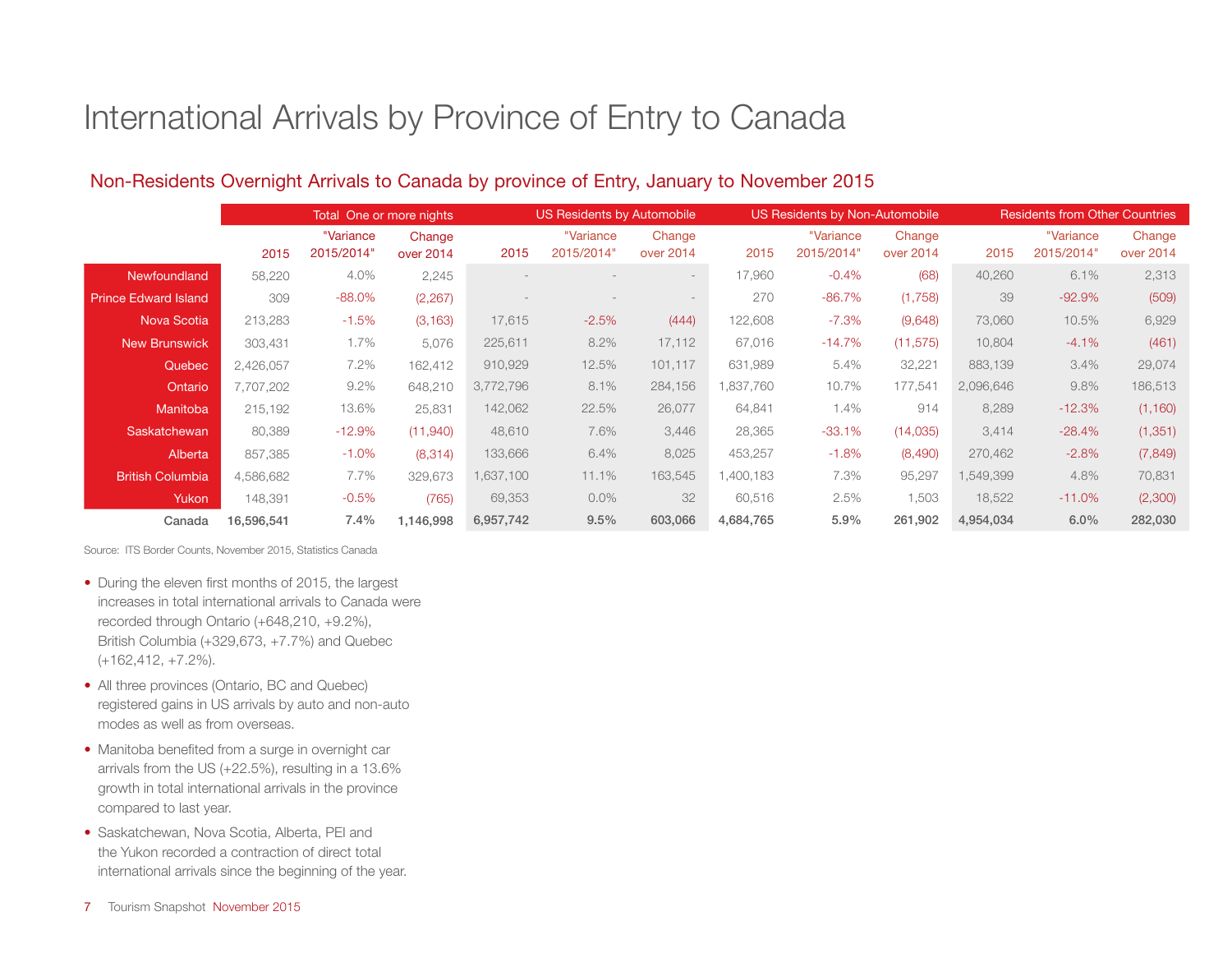# International Arrivals by Province of Entry to Canada

## Non-Residents Overnight Arrivals to Canada by province of Entry, January to November 2015

| | Total One or more nights | | | US Residents by Automobile | | | US Residents by Non-Automobile | | | Residents from Other Countries | | |
|---|---|---|---|---|---|---|---|---|---|---|---|---|
| | 2015 | "Variance 2015/2014" | Change over 2014 | 2015 | "Variance 2015/2014" | Change over 2014 | 2015 | "Variance 2015/2014" | Change over 2014 | 2015 | "Variance 2015/2014" | Change over 2014 |
| Newfoundland | 58,220 | 4.0% | 2,245 | - | - | - | 17,960 | -0.4% | (68) | 40,260 | 6.1% | 2,313 |
| Prince Edward Island | 309 | -88.0% | (2,267) | - | - | - | 270 | -86.7% | (1,758) | 39 | -92.9% | (509) |
| Nova Scotia | 213,283 | -1.5% | (3,163) | 17,615 | -2.5% | (444) | 122,608 | -7.3% | (9,648) | 73,060 | 10.5% | 6,929 |
| New Brunswick | 303,431 | 1.7% | 5,076 | 225,611 | 8.2% | 17,112 | 67,016 | -14.7% | (11,575) | 10,804 | -4.1% | (461) |
| Quebec | 2,426,057 | 7.2% | 162,412 | 910,929 | 12.5% | 101,117 | 631,989 | 5.4% | 32,221 | 883,139 | 3.4% | 29,074 |
| Ontario | 7,707,202 | 9.2% | 648,210 | 3,772,796 | 8.1% | 284,156 | 1,837,760 | 10.7% | 177,541 | 2,096,646 | 9.8% | 186,513 |
| Manitoba | 215,192 | 13.6% | 25,831 | 142,062 | 22.5% | 26,077 | 64,841 | 1.4% | 914 | 8,289 | -12.3% | (1,160) |
| Saskatchewan | 80,389 | -12.9% | (11,940) | 48,610 | 7.6% | 3,446 | 28,365 | -33.1% | (14,035) | 3,414 | -28.4% | (1,351) |
| Alberta | 857,385 | -1.0% | (8,314) | 133,666 | 6.4% | 8,025 | 453,257 | -1.8% | (8,490) | 270,462 | -2.8% | (7,849) |
| British Columbia | 4,586,682 | 7.7% | 329,673 | 1,637,100 | 11.1% | 163,545 | 1,400,183 | 7.3% | 95,297 | 1,549,399 | 4.8% | 70,831 |
| Yukon | 148,391 | -0.5% | (765) | 69,353 | 0.0% | 32 | 60,516 | 2.5% | 1,503 | 18,522 | -11.0% | (2,300) |
| **Canada** | **16,596,541** | **7.4%** | **1,146,998** | **6,957,742** | **9.5%** | **603,066** | **4,684,765** | **5.9%** | **261,902** | **4,954,034** | **6.0%** | **282,030** |

Source: ITS Border Counts, November 2015, Statistics Canada

- During the eleven first months of 2015, the largest increases in total international arrivals to Canada were recorded through Ontario (+648,210, +9.2%), British Columbia (+329,673, +7.7%) and Quebec (+162,412, +7.2%).
- All three provinces (Ontario, BC and Quebec) registered gains in US arrivals by auto and non-auto modes as well as from overseas.
- Manitoba benefited from a surge in overnight car arrivals from the US (+22.5%), resulting in a 13.6% growth in total international arrivals in the province compared to last year.
- Saskatchewan, Nova Scotia, Alberta, PEI and the Yukon recorded a contraction of direct total international arrivals since the beginning of the year.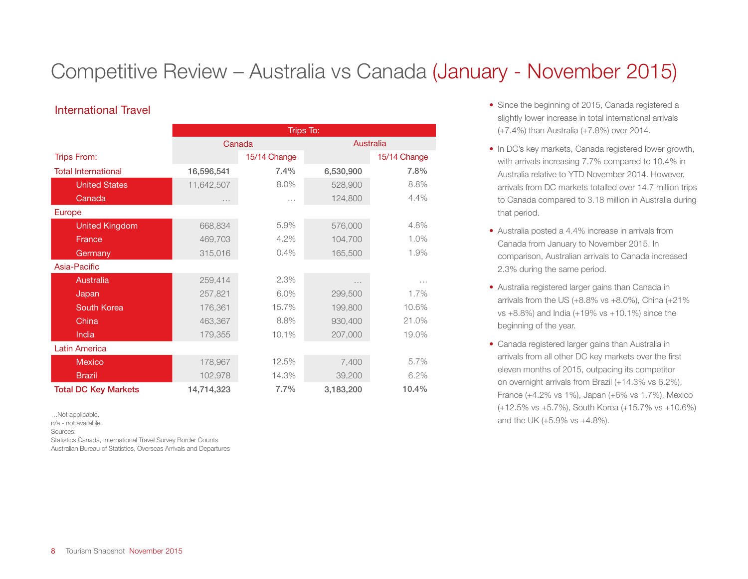# Competitive Review – Australia vs Canada (January - November 2015)

## International Travel

| | Trips To: | | | |
|---|---|---|---|---|
| | Canada | | Australia | |
| Trips From: | | 15/14 Change | | 15/14 Change |
| **Total International** | **16,596,541** | **7.4%** | **6,530,900** | **7.8%** |
| United States | 11,642,507 | 8.0% | 528,900 | 8.8% |
| Canada | … | … | 124,800 | 4.4% |
| Europe | | | | |
| United Kingdom | 668,834 | 5.9% | 576,000 | 4.8% |
| France | 469,703 | 4.2% | 104,700 | 1.0% |
| Germany | 315,016 | 0.4% | 165,500 | 1.9% |
| Asia-Pacific | | | | |
| Australia | 259,414 | 2.3% | … | … |
| Japan | 257,821 | 6.0% | 299,500 | 1.7% |
| South Korea | 176,361 | 15.7% | 199,800 | 10.6% |
| China | 463,367 | 8.8% | 930,400 | 21.0% |
| India | 179,355 | 10.1% | 207,000 | 19.0% |
| Latin America | | | | |
| Mexico | 178,967 | 12.5% | 7,400 | 5.7% |
| Brazil | 102,978 | 14.3% | 39,200 | 6.2% |
| **Total DC Key Markets** | **14,714,323** | **7.7%** | **3,183,200** | **10.4%** |

…Not applicable.
n/a - not available.
Sources:
Statistics Canada, International Travel Survey Border Counts
Australian Bureau of Statistics, Overseas Arrivals and Departures

- Since the beginning of 2015, Canada registered a slightly lower increase in total international arrivals (+7.4%) than Australia (+7.8%) over 2014.
- In DC's key markets, Canada registered lower growth, with arrivals increasing 7.7% compared to 10.4% in Australia relative to YTD November 2014. However, arrivals from DC markets totalled over 14.7 million trips to Canada compared to 3.18 million in Australia during that period.
- Australia posted a 4.4% increase in arrivals from Canada from January to November 2015. In comparison, Australian arrivals to Canada increased 2.3% during the same period.
- Australia registered larger gains than Canada in arrivals from the US (+8.8% vs +8.0%), China (+21% vs +8.8%) and India (+19% vs +10.1%) since the beginning of the year.
- Canada registered larger gains than Australia in arrivals from all other DC key markets over the first eleven months of 2015, outpacing its competitor on overnight arrivals from Brazil (+14.3% vs 6.2%), France (+4.2% vs 1%), Japan (+6% vs 1.7%), Mexico (+12.5% vs +5.7%), South Korea (+15.7% vs +10.6%) and the UK (+5.9% vs +4.8%).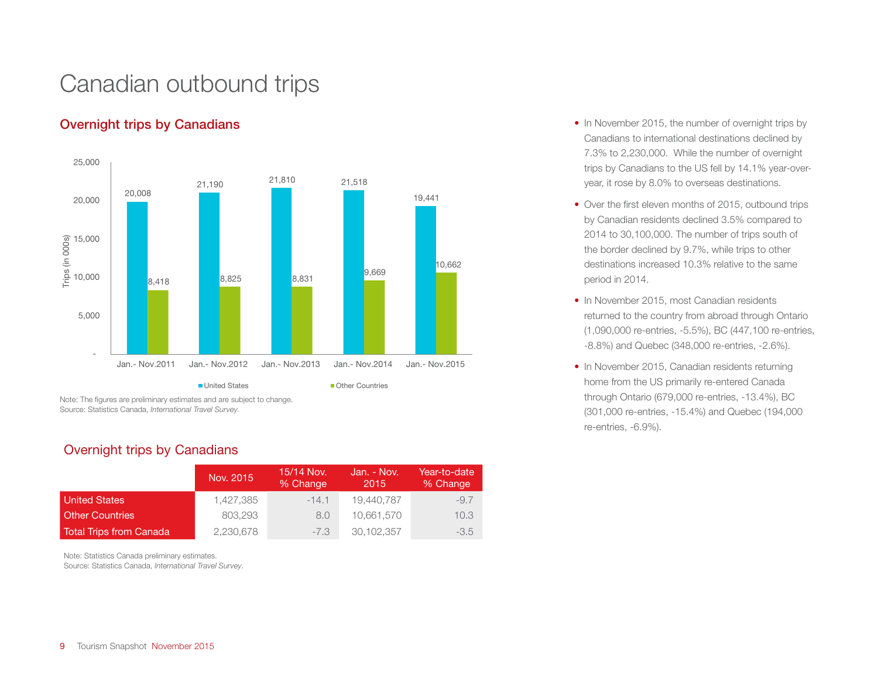# Canadian outbound trips

## Overnight trips by Canadians

25,000
20,000
15,000
10,000
5,000
-

Trips (in 000s)

20,008
8,418
21,190
8,825
21,810
8,831
21,518
9,669
19,441
10,662

Jan.- Nov.2011
Jan.- Nov.2012
Jan.- Nov.2013
Jan.- Nov.2014
Jan.- Nov.2015

United States
Other Countries

Note: The figures are preliminary estimates and are subject to change.
Source: Statistics Canada, *International Travel Survey.*

## Overnight trips by Canadians

| | Nov. 2015 | 15/14 Nov. % Change | Jan. - Nov. 2015 | Year-to-date % Change |
|---|---|---|---|---|
| United States | 1,427,385 | -14.1 | 19,440,787 | -9.7 |
| Other Countries | 803,293 | 8.0 | 10,661,570 | 10.3 |
| Total Trips from Canada | 2,230,678 | -7.3 | 30,102,357 | -3.5 |

Note: Statistics Canada preliminary estimates.
Source: Statistics Canada, *International Travel Survey*.

- In November 2015, the number of overnight trips by Canadians to international destinations declined by 7.3% to 2,230,000. While the number of overnight trips by Canadians to the US fell by 14.1% year-over-year, it rose by 8.0% to overseas destinations.
- Over the first eleven months of 2015, outbound trips by Canadian residents declined 3.5% compared to 2014 to 30,100,000. The number of trips south of the border declined by 9.7%, while trips to other destinations increased 10.3% relative to the same period in 2014.
- In November 2015, most Canadian residents returned to the country from abroad through Ontario (1,090,000 re-entries, -5.5%), BC (447,100 re-entries, -8.8%) and Quebec (348,000 re-entries, -2.6%).
- In November 2015, Canadian residents returning home from the US primarily re-entered Canada through Ontario (679,000 re-entries, -13.4%), BC (301,000 re-entries, -15.4%) and Quebec (194,000 re-entries, -6.9%).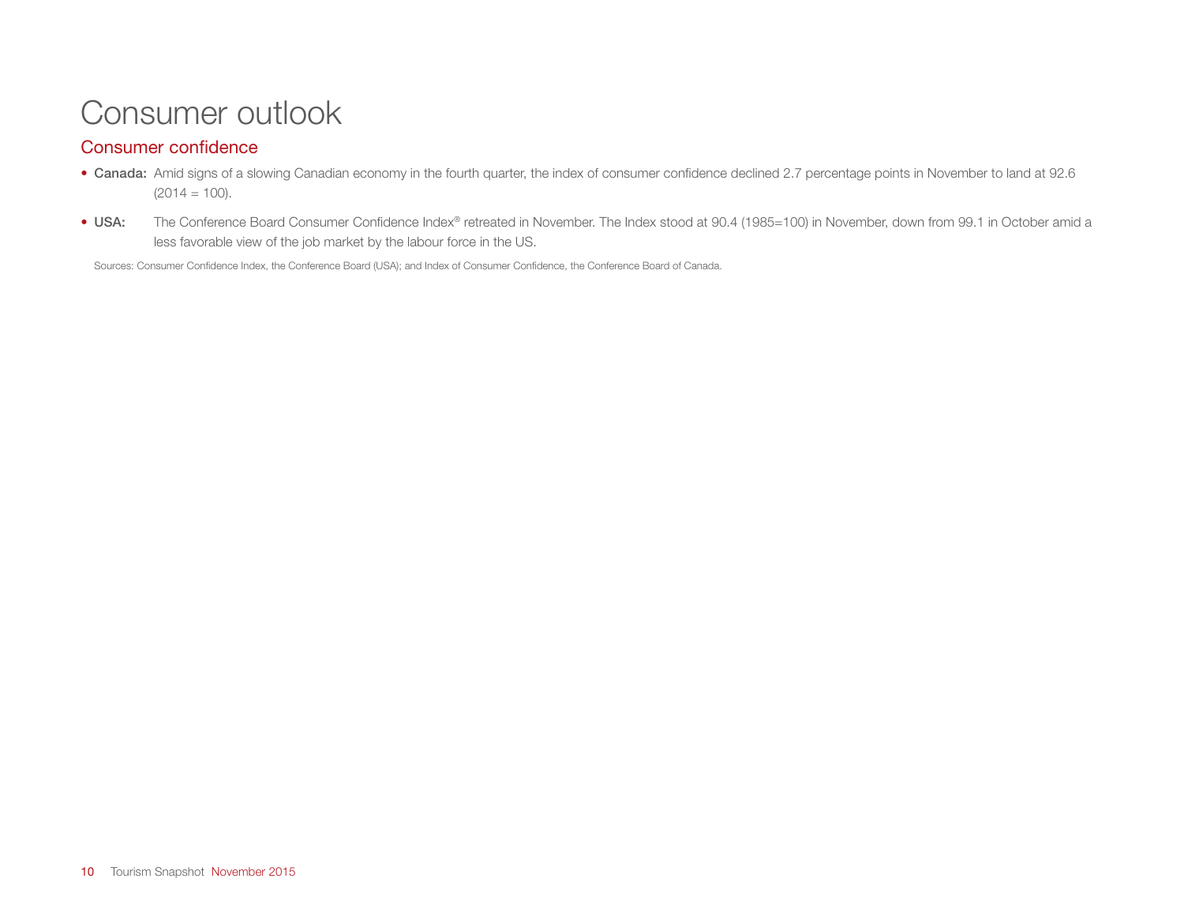# Consumer outlook

## Consumer confidence

- **Canada:** Amid signs of a slowing Canadian economy in the fourth quarter, the index of consumer confidence declined 2.7 percentage points in November to land at 92.6 (2014 = 100).
- **USA:** The Conference Board Consumer Confidence Index® retreated in November. The Index stood at 90.4 (1985=100) in November, down from 99.1 in October amid a less favorable view of the job market by the labour force in the US.

Sources: Consumer Confidence Index, the Conference Board (USA); and Index of Consumer Confidence, the Conference Board of Canada.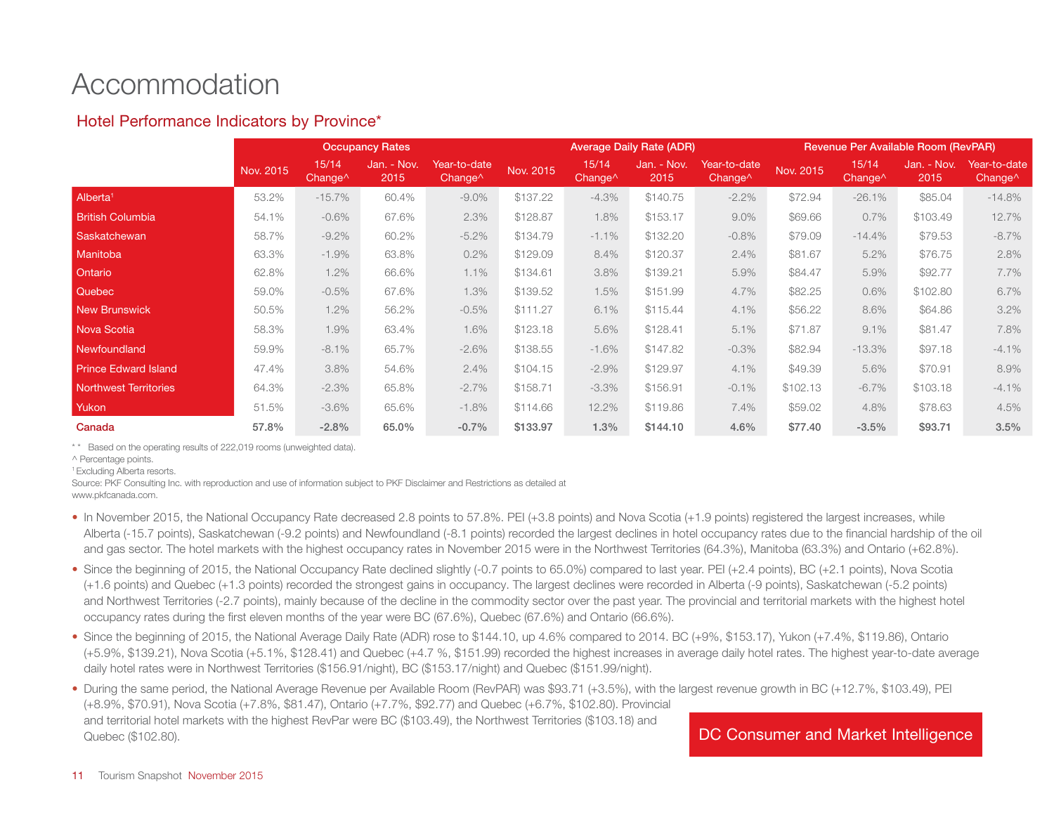# Accommodation

## Hotel Performance Indicators by Province*

| | Occupancy Rates | | | | Average Daily Rate (ADR) | | | | Revenue Per Available Room (RevPAR) | | | |
|---|---|---|---|---|---|---|---|---|---|---|---|---|
| | Nov. 2015 | 15/14 Change^ | Jan. - Nov. 2015 | Year-to-date Change^ | Nov. 2015 | 15/14 Change^ | Jan. - Nov. 2015 | Year-to-date Change^ | Nov. 2015 | 15/14 Change^ | Jan. - Nov. 2015 | Year-to-date Change^ |
| Alberta[1] | 53.2% | -15.7% | 60.4% | -9.0% | $137.22 | -4.3% | $140.75 | -2.2% | $72.94 | -26.1% | $85.04 | -14.8% |
| British Columbia | 54.1% | -0.6% | 67.6% | 2.3% | $128.87 | 1.8% | $153.17 | 9.0% | $69.66 | 0.7% | $103.49 | 12.7% |
| Saskatchewan | 58.7% | -9.2% | 60.2% | -5.2% | $134.79 | -1.1% | $132.20 | -0.8% | $79.09 | -14.4% | $79.53 | -8.7% |
| Manitoba | 63.3% | -1.9% | 63.8% | 0.2% | $129.09 | 8.4% | $120.37 | 2.4% | $81.67 | 5.2% | $76.75 | 2.8% |
| Ontario | 62.8% | 1.2% | 66.6% | 1.1% | $134.61 | 3.8% | $139.21 | 5.9% | $84.47 | 5.9% | $92.77 | 7.7% |
| Quebec | 59.0% | -0.5% | 67.6% | 1.3% | $139.52 | 1.5% | $151.99 | 4.7% | $82.25 | 0.6% | $102.80 | 6.7% |
| New Brunswick | 50.5% | 1.2% | 56.2% | -0.5% | $111.27 | 6.1% | $115.44 | 4.1% | $56.22 | 8.6% | $64.86 | 3.2% |
| Nova Scotia | 58.3% | 1.9% | 63.4% | 1.6% | $123.18 | 5.6% | $128.41 | 5.1% | $71.87 | 9.1% | $81.47 | 7.8% |
| Newfoundland | 59.9% | -8.1% | 65.7% | -2.6% | $138.55 | -1.6% | $147.82 | -0.3% | $82.94 | -13.3% | $97.18 | -4.1% |
| Prince Edward Island | 47.4% | 3.8% | 54.6% | 2.4% | $104.15 | -2.9% | $129.97 | 4.1% | $49.39 | 5.6% | $70.91 | 8.9% |
| Northwest Territories | 64.3% | -2.3% | 65.8% | -2.7% | $158.71 | -3.3% | $156.91 | -0.1% | $102.13 | -6.7% | $103.18 | -4.1% |
| Yukon | 51.5% | -3.6% | 65.6% | -1.8% | $114.66 | 12.2% | $119.86 | 7.4% | $59.02 | 4.8% | $78.63 | 4.5% |
| **Canada** | **57.8%** | **-2.8%** | **65.0%** | **-0.7%** | **$133.97** | **1.3%** | **$144.10** | **4.6%** | **$77.40** | **-3.5%** | **$93.71** | **3.5%** |

\* * Based on the operating results of 222,019 rooms (unweighted data).
^ Percentage points.
[1] Excluding Alberta resorts.
Source: PKF Consulting Inc. with reproduction and use of information subject to PKF Disclaimer and Restrictions as detailed at www.pkfcanada.com.

- In November 2015, the National Occupancy Rate decreased 2.8 points to 57.8%. PEI (+3.8 points) and Nova Scotia (+1.9 points) registered the largest increases, while Alberta (-15.7 points), Saskatchewan (-9.2 points) and Newfoundland (-8.1 points) recorded the largest declines in hotel occupancy rates due to the financial hardship of the oil and gas sector. The hotel markets with the highest occupancy rates in November 2015 were in the Northwest Territories (64.3%), Manitoba (63.3%) and Ontario (+62.8%).
- Since the beginning of 2015, the National Occupancy Rate declined slightly (-0.7 points to 65.0%) compared to last year. PEI (+2.4 points), BC (+2.1 points), Nova Scotia (+1.6 points) and Quebec (+1.3 points) recorded the strongest gains in occupancy. The largest declines were recorded in Alberta (-9 points), Saskatchewan (-5.2 points) and Northwest Territories (-2.7 points), mainly because of the decline in the commodity sector over the past year. The provincial and territorial markets with the highest hotel occupancy rates during the first eleven months of the year were BC (67.6%), Quebec (67.6%) and Ontario (66.6%).
- Since the beginning of 2015, the National Average Daily Rate (ADR) rose to $144.10, up 4.6% compared to 2014. BC (+9%, $153.17), Yukon (+7.4%, $119.86), Ontario (+5.9%, $139.21), Nova Scotia (+5.1%, $128.41) and Quebec (+4.7 %, $151.99) recorded the highest increases in average daily hotel rates. The highest year-to-date average daily hotel rates were in Northwest Territories ($156.91/night), BC ($153.17/night) and Quebec ($151.99/night).
- During the same period, the National Average Revenue per Available Room (RevPAR) was $93.71 (+3.5%), with the largest revenue growth in BC (+12.7%, $103.49), PEI (+8.9%, $70.91), Nova Scotia (+7.8%, $81.47), Ontario (+7.7%, $92.77) and Quebec (+6.7%, $102.80). Provincial and territorial hotel markets with the highest RevPar were BC ($103.49), the Northwest Territories ($103.18) and Quebec ($102.80).

DC Consumer and Market Intelligence